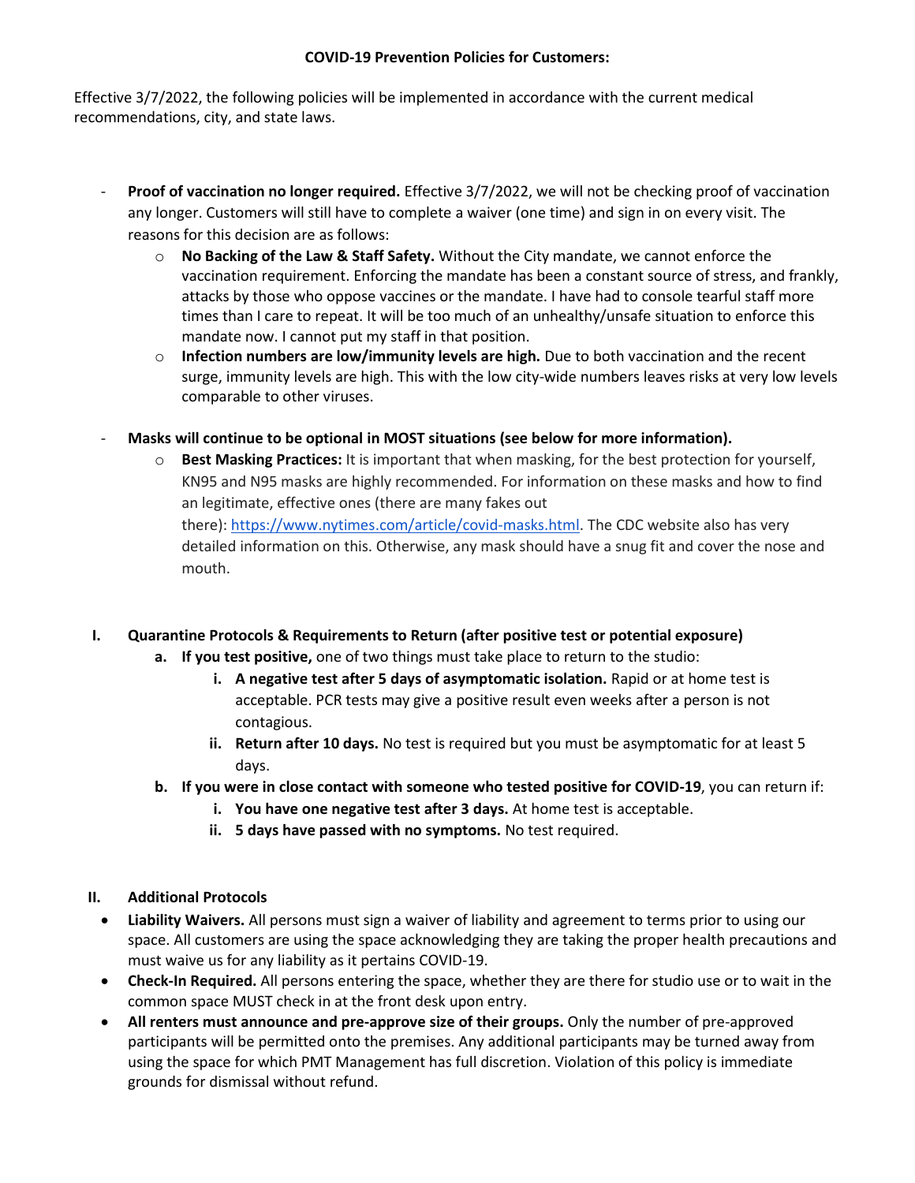**COVID-19 Prevention Policies for Customers:**

Effective 3/7/2022, the following policies will be implemented in accordance with the current medical recommendations, city, and state laws.

- **Proof of vaccination no longer required.** Effective 3/7/2022, we will not be checking proof of vaccination any longer. Customers will still have to complete a waiver (one time) and sign in on every visit. The reasons for this decision are as follows:
    - **No Backing of the Law & Staff Safety.** Without the City mandate, we cannot enforce the vaccination requirement. Enforcing the mandate has been a constant source of stress, and frankly, attacks by those who oppose vaccines or the mandate. I have had to console tearful staff more times than I care to repeat. It will be too much of an unhealthy/unsafe situation to enforce this mandate now. I cannot put my staff in that position.
    - **Infection numbers are low/immunity levels are high.** Due to both vaccination and the recent surge, immunity levels are high. This with the low city-wide numbers leaves risks at very low levels comparable to other viruses.
- **Masks will continue to be optional in MOST situations (see below for more information).**
    - **Best Masking Practices:** It is important that when masking, for the best protection for yourself, KN95 and N95 masks are highly recommended. For information on these masks and how to find an legitimate, effective ones (there are many fakes out there): https://www.nytimes.com/article/covid-masks.html. The CDC website also has very detailed information on this. Otherwise, any mask should have a snug fit and cover the nose and mouth.

**I. Quarantine Protocols & Requirements to Return (after positive test or potential exposure)**

a. **If you test positive,** one of two things must take place to return to the studio:
   i. **A negative test after 5 days of asymptomatic isolation.** Rapid or at home test is acceptable. PCR tests may give a positive result even weeks after a person is not contagious.
   ii. **Return after 10 days.** No test is required but you must be asymptomatic for at least 5 days.

b. **If you were in close contact with someone who tested positive for COVID-19**, you can return if:
   i. **You have one negative test after 3 days.** At home test is acceptable.
   ii. **5 days have passed with no symptoms.** No test required.

**II. Additional Protocols**

- **Liability Waivers.** All persons must sign a waiver of liability and agreement to terms prior to using our space. All customers are using the space acknowledging they are taking the proper health precautions and must waive us for any liability as it pertains COVID-19.
- **Check-In Required.** All persons entering the space, whether they are there for studio use or to wait in the common space MUST check in at the front desk upon entry.
- **All renters must announce and pre-approve size of their groups.** Only the number of pre-approved participants will be permitted onto the premises. Any additional participants may be turned away from using the space for which PMT Management has full discretion. Violation of this policy is immediate grounds for dismissal without refund.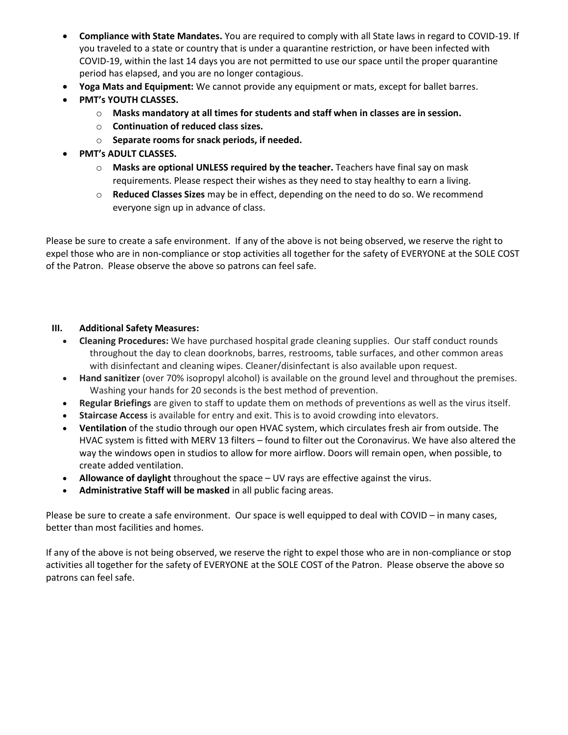- **Compliance with State Mandates.** You are required to comply with all State laws in regard to COVID-19. If you traveled to a state or country that is under a quarantine restriction, or have been infected with COVID-19, within the last 14 days you are not permitted to use our space until the proper quarantine period has elapsed, and you are no longer contagious.
- **Yoga Mats and Equipment:** We cannot provide any equipment or mats, except for ballet barres.
- **PMT's YOUTH CLASSES.**
    - **Masks mandatory at all times for students and staff when in classes are in session.**
    - **Continuation of reduced class sizes.**
    - **Separate rooms for snack periods, if needed.**
- **PMT's ADULT CLASSES.**
    - **Masks are optional UNLESS required by the teacher.** Teachers have final say on mask requirements. Please respect their wishes as they need to stay healthy to earn a living.
    - **Reduced Classes Sizes** may be in effect, depending on the need to do so. We recommend everyone sign up in advance of class.

Please be sure to create a safe environment. If any of the above is not being observed, we reserve the right to expel those who are in non-compliance or stop activities all together for the safety of EVERYONE at the SOLE COST of the Patron. Please observe the above so patrons can feel safe.

## III. Additional Safety Measures:

- **Cleaning Procedures:** We have purchased hospital grade cleaning supplies. Our staff conduct rounds throughout the day to clean doorknobs, barres, restrooms, table surfaces, and other common areas with disinfectant and cleaning wipes. Cleaner/disinfectant is also available upon request.
- **Hand sanitizer** (over 70% isopropyl alcohol) is available on the ground level and throughout the premises. Washing your hands for 20 seconds is the best method of prevention.
- **Regular Briefings** are given to staff to update them on methods of preventions as well as the virus itself.
- **Staircase Access** is available for entry and exit. This is to avoid crowding into elevators.
- **Ventilation** of the studio through our open HVAC system, which circulates fresh air from outside. The HVAC system is fitted with MERV 13 filters – found to filter out the Coronavirus. We have also altered the way the windows open in studios to allow for more airflow. Doors will remain open, when possible, to create added ventilation.
- **Allowance of daylight** throughout the space – UV rays are effective against the virus.
- **Administrative Staff will be masked** in all public facing areas.

Please be sure to create a safe environment. Our space is well equipped to deal with COVID – in many cases, better than most facilities and homes.

If any of the above is not being observed, we reserve the right to expel those who are in non-compliance or stop activities all together for the safety of EVERYONE at the SOLE COST of the Patron. Please observe the above so patrons can feel safe.